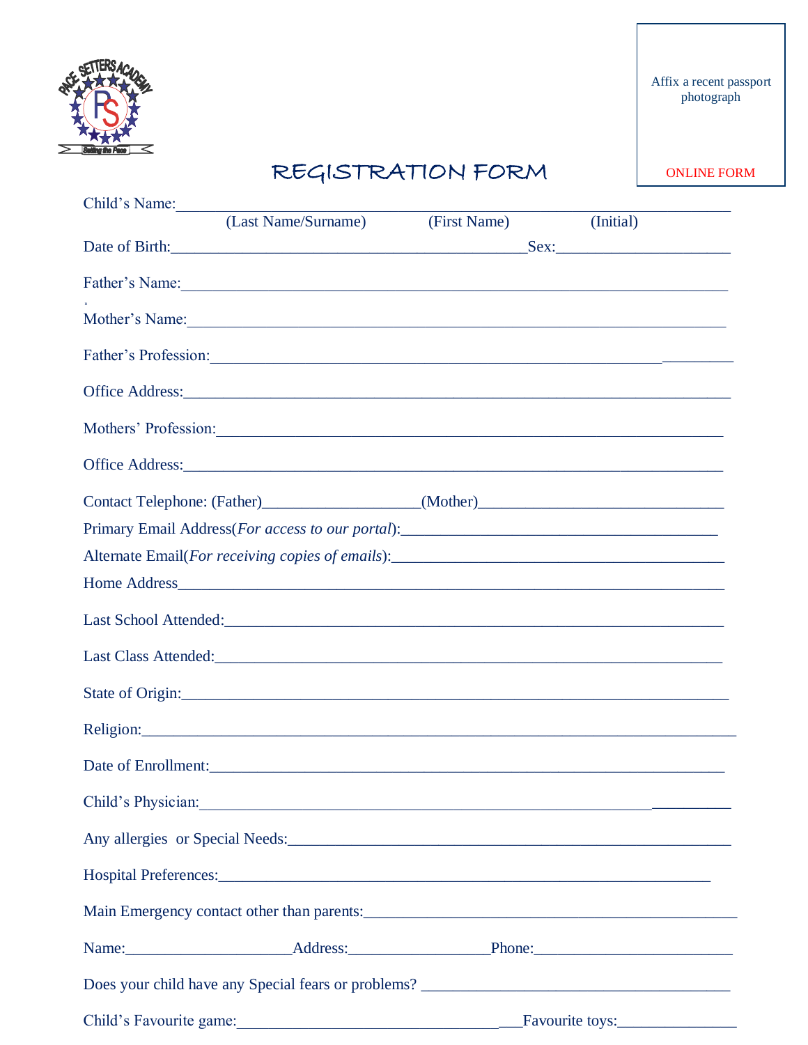Affix a recent passport photograph

ONLINE FORM

# REGISTRATION FORM

Child's Name:\_\_\_\_\_\_\_\_\_\_\_\_\_\_\_\_\_\_\_\_\_\_\_\_\_\_\_\_\_\_\_\_\_\_\_\_\_\_\_\_\_\_\_\_\_\_\_\_\_\_\_\_\_\_\_\_\_\_\_\_\_\_\_\_

(Last Name/Surname) (First Name) (Initial)

Date of Birth:\_\_\_\_\_\_\_\_\_\_\_\_\_\_\_\_\_\_\_\_\_\_\_\_\_\_\_\_\_\_\_\_\_\_\_\_\_\_\_\_\_\_Sex:\_\_\_\_\_\_\_\_\_\_\_\_\_\_\_\_\_\_\_\_\_

Father's Name:\_\_\_\_\_\_\_\_\_\_\_\_\_\_\_\_\_\_\_\_\_\_\_\_\_\_\_\_\_\_\_\_\_\_\_\_\_\_\_\_\_\_\_\_\_\_\_\_\_\_\_\_\_\_\_\_\_\_\_\_\_\_\_

Mother's Name:\_\_\_\_\_\_\_\_\_\_\_\_\_\_\_\_\_\_\_\_\_\_\_\_\_\_\_\_\_\_\_\_\_\_\_\_\_\_\_\_\_\_\_\_\_\_\_\_\_\_\_\_\_\_\_\_\_\_\_\_\_\_

Father's Profession:\_\_\_\_\_\_\_\_\_\_\_\_\_\_\_\_\_\_\_\_\_\_\_\_\_\_\_\_\_\_\_\_\_\_\_\_\_\_\_\_\_\_\_\_\_\_\_\_\_\_\_\_\_\_\_\_\_\_\_\_

Office Address:\_\_\_\_\_\_\_\_\_\_\_\_\_\_\_\_\_\_\_\_\_\_\_\_\_\_\_\_\_\_\_\_\_\_\_\_\_\_\_\_\_\_\_\_\_\_\_\_\_\_\_\_\_\_\_\_\_\_\_\_\_\_\_

Mothers' Profession:\_\_\_\_\_\_\_\_\_\_\_\_\_\_\_\_\_\_\_\_\_\_\_\_\_\_\_\_\_\_\_\_\_\_\_\_\_\_\_\_\_\_\_\_\_\_\_\_\_\_\_\_\_\_\_\_\_\_

Office Address:\_\_\_\_\_\_\_\_\_\_\_\_\_\_\_\_\_\_\_\_\_\_\_\_\_\_\_\_\_\_\_\_\_\_\_\_\_\_\_\_\_\_\_\_\_\_\_\_\_\_\_\_\_\_\_\_\_\_\_\_\_\_

Contact Telephone: (Father)\_\_\_\_\_\_\_\_\_\_\_\_\_\_\_\_\_\_\_(Mother)\_\_\_\_\_\_\_\_\_\_\_\_\_\_\_\_\_\_\_\_\_\_\_\_\_\_\_\_\_\_

Primary Email Address(*For access to our portal*):\_\_\_\_\_\_\_\_\_\_\_\_\_\_\_\_\_\_\_\_\_\_\_\_\_\_\_\_\_\_\_\_\_\_\_\_\_\_\_

Alternate Email(*For receiving copies of emails*):\_\_\_\_\_\_\_\_\_\_\_\_\_\_\_\_\_\_\_\_\_\_\_\_\_\_\_\_\_\_\_\_\_\_\_\_\_\_\_\_

Home Address\_\_\_\_\_\_\_\_\_\_\_\_\_\_\_\_\_\_\_\_\_\_\_\_\_\_\_\_\_\_\_\_\_\_\_\_\_\_\_\_\_\_\_\_\_\_\_\_\_\_\_\_\_\_\_\_\_\_\_\_\_\_\_\_

Last School Attended:\_\_\_\_\_\_\_\_\_\_\_\_\_\_\_\_\_\_\_\_\_\_\_\_\_\_\_\_\_\_\_\_\_\_\_\_\_\_\_\_\_\_\_\_\_\_\_\_\_\_\_\_\_\_\_\_\_\_\_

Last Class Attended:\_\_\_\_\_\_\_\_\_\_\_\_\_\_\_\_\_\_\_\_\_\_\_\_\_\_\_\_\_\_\_\_\_\_\_\_\_\_\_\_\_\_\_\_\_\_\_\_\_\_\_\_\_\_\_\_\_\_\_\_

State of Origin:\_\_\_\_\_\_\_\_\_\_\_\_\_\_\_\_\_\_\_\_\_\_\_\_\_\_\_\_\_\_\_\_\_\_\_\_\_\_\_\_\_\_\_\_\_\_\_\_\_\_\_\_\_\_\_\_\_\_\_\_\_\_\_

Religion:\_\_\_\_\_\_\_\_\_\_\_\_\_\_\_\_\_\_\_\_\_\_\_\_\_\_\_\_\_\_\_\_\_\_\_\_\_\_\_\_\_\_\_\_\_\_\_\_\_\_\_\_\_\_\_\_\_\_\_\_\_\_\_\_\_\_\_\_\_

Date of Enrollment:\_\_\_\_\_\_\_\_\_\_\_\_\_\_\_\_\_\_\_\_\_\_\_\_\_\_\_\_\_\_\_\_\_\_\_\_\_\_\_\_\_\_\_\_\_\_\_\_\_\_\_\_\_\_\_\_\_\_\_\_\_

Child's Physician:\_\_\_\_\_\_\_\_\_\_\_\_\_\_\_\_\_\_\_\_\_\_\_\_\_\_\_\_\_\_\_\_\_\_\_\_\_\_\_\_\_\_\_\_\_\_\_\_\_\_\_\_\_\_\_\_\_\_\_\_\_\_\_

Any allergies or Special Needs:\_\_\_\_\_\_\_\_\_\_\_\_\_\_\_\_\_\_\_\_\_\_\_\_\_\_\_\_\_\_\_\_\_\_\_\_\_\_\_\_\_\_\_\_\_\_\_\_\_\_\_\_\_

Hospital Preferences:\_\_\_\_\_\_\_\_\_\_\_\_\_\_\_\_\_\_\_\_\_\_\_\_\_\_\_\_\_\_\_\_\_\_\_\_\_\_\_\_\_\_\_\_\_\_\_\_\_\_\_\_\_\_\_\_\_\_\_

Main Emergency contact other than parents:\_\_\_\_\_\_\_\_\_\_\_\_\_\_\_\_\_\_\_\_\_\_\_\_\_\_\_\_\_\_\_\_\_\_\_\_\_\_\_\_\_\_\_\_\_

Name:\_\_\_\_\_\_\_\_\_\_\_\_\_\_\_\_\_\_\_\_Address:\_\_\_\_\_\_\_\_\_\_\_\_\_\_\_\_\_Phone:\_\_\_\_\_\_\_\_\_\_\_\_\_\_\_\_\_\_\_\_\_\_\_\_

Does your child have any Special fears or problems? \_\_\_\_\_\_\_\_\_\_\_\_\_\_\_\_\_\_\_\_\_\_\_\_\_\_\_\_\_\_\_\_\_\_\_\_\_\_\_

Child's Favourite game:\_\_\_\_\_\_\_\_\_\_\_\_\_\_\_\_\_\_\_\_\_\_\_\_\_\_\_\_\_\_\_\_\_\_\_Favourite toys:\_\_\_\_\_\_\_\_\_\_\_\_\_\_\_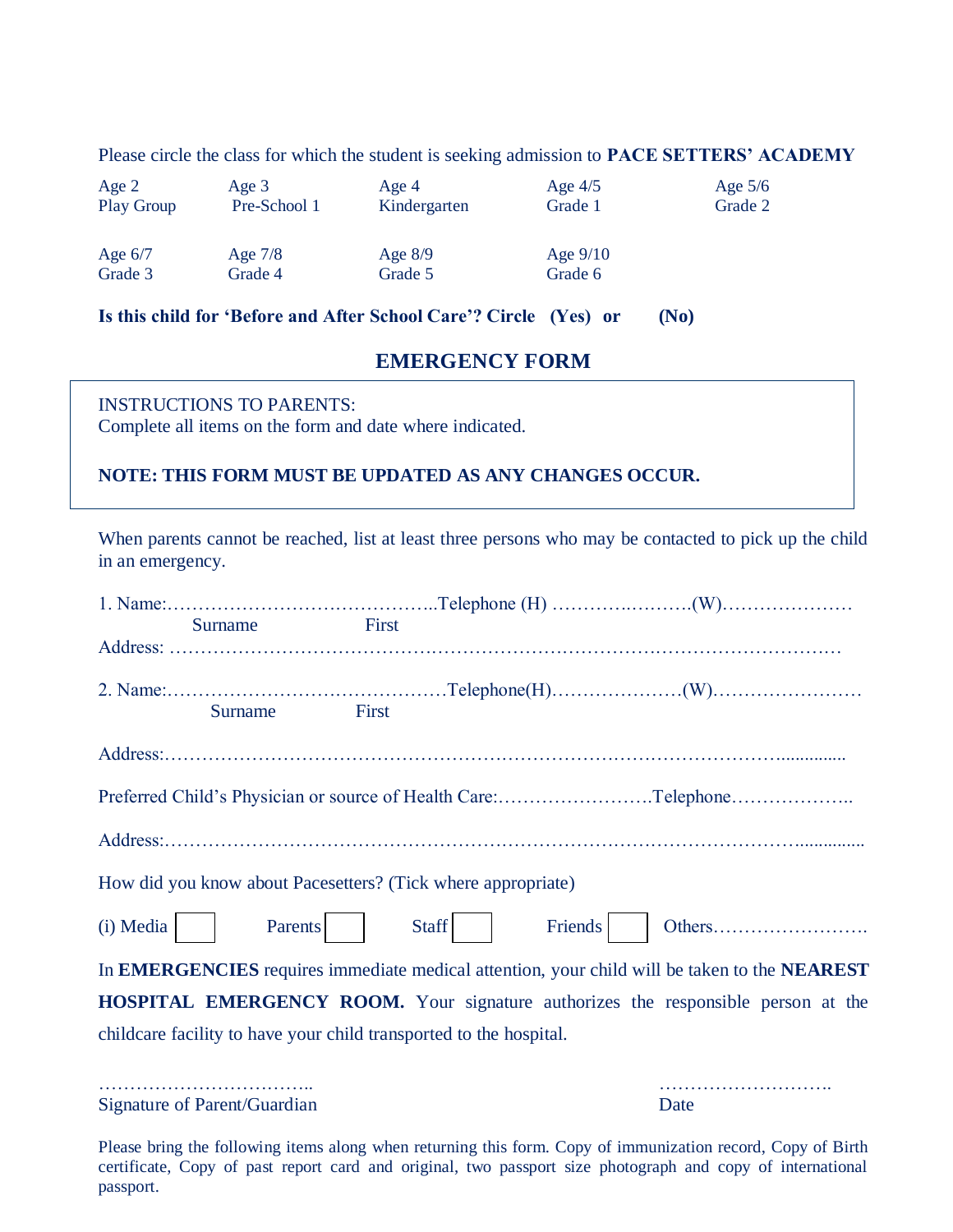Please circle the class for which the student is seeking admission to **PACE SETTERS' ACADEMY**

| | | | | |
|---|---|---|---|---|
| Age 2<br>Play Group | Age 3<br>Pre-School 1 | Age 4<br>Kindergarten | Age 4/5<br>Grade 1 | Age 5/6<br>Grade 2 |
| Age 6/7<br>Grade 3 | Age 7/8<br>Grade 4 | Age 8/9<br>Grade 5 | Age 9/10<br>Grade 6 | |

**Is this child for 'Before and After School Care'? Circle (Yes) or (No)**

## EMERGENCY FORM

INSTRUCTIONS TO PARENTS:
Complete all items on the form and date where indicated.

**NOTE: THIS FORM MUST BE UPDATED AS ANY CHANGES OCCUR.**

When parents cannot be reached, list at least three persons who may be contacted to pick up the child in an emergency.

1. Name:……………………………………..Telephone (H) ……………………(W)…………………
Surname First
Address: ………………………………………………………………………………………………

2. Name:………………………………………Telephone(H)…………………(W)……………………
Surname First

Address:…………………………………………………………………………………………..............

Preferred Child's Physician or source of Health Care:…………………….Telephone………………..

Address:…………………………………………………………………………………………..............

How did you know about Pacesetters? (Tick where appropriate)

(i) Media ☐ Parents ☐ Staff ☐ Friends ☐ Others…………………….

In **EMERGENCIES** requires immediate medical attention, your child will be taken to the **NEAREST HOSPITAL EMERGENCY ROOM.** Your signature authorizes the responsible person at the childcare facility to have your child transported to the hospital.

……………………………..
Signature of Parent/Guardian

……………………….
Date

Please bring the following items along when returning this form. Copy of immunization record, Copy of Birth certificate, Copy of past report card and original, two passport size photograph and copy of international passport.